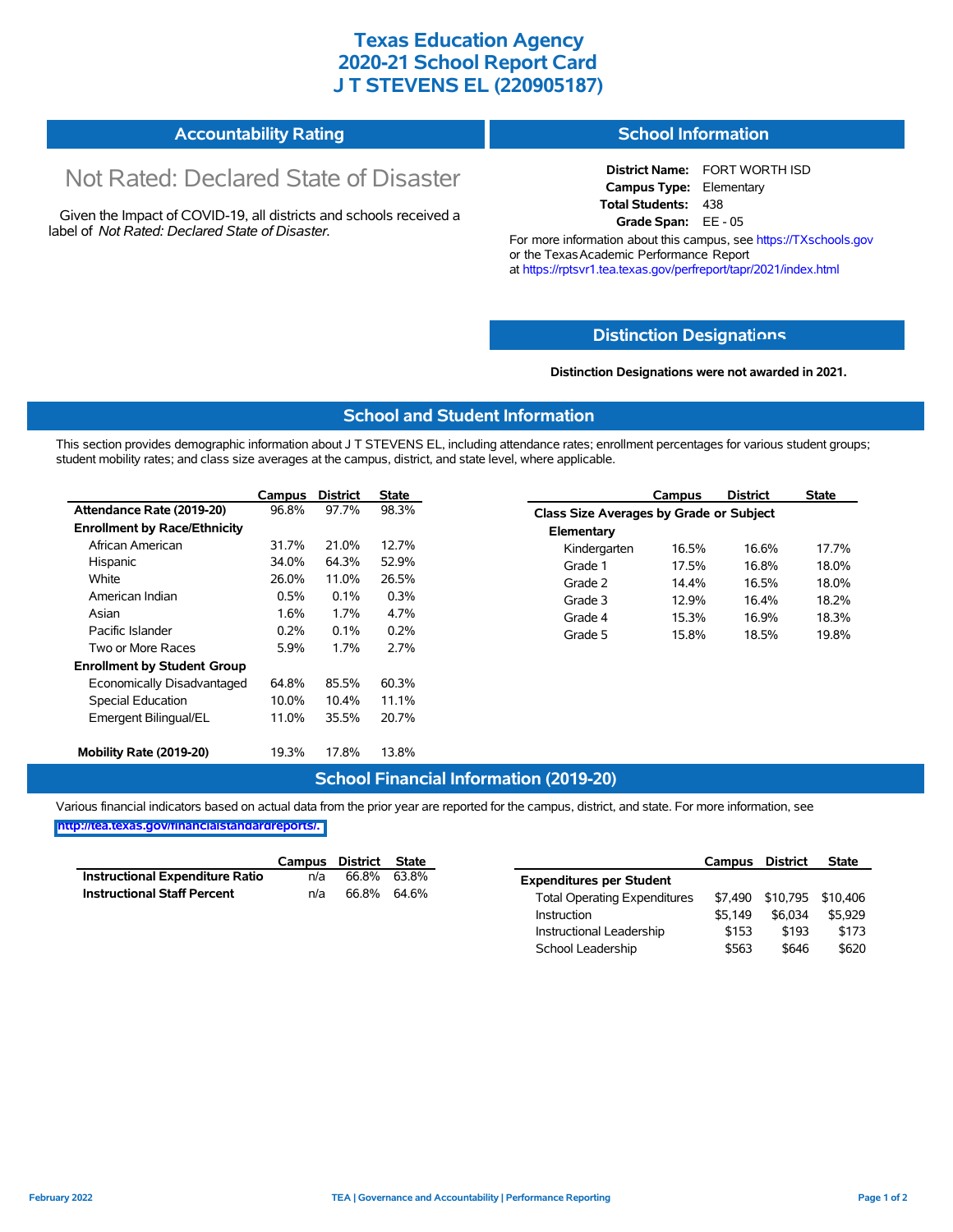# Texas Education Agency
# 2020-21 School Report Card
# J T STEVENS EL (220905187)

## Accountability Rating

Not Rated: Declared State of Disaster

Given the Impact of COVID-19, all districts and schools received a label of *Not Rated: Declared State of Disaster*.

## School Information

**District Name:** FORT WORTH ISD
**Campus Type:** Elementary
**Total Students:** 438
**Grade Span:** EE - 05

For more information about this campus, see https://TXschools.gov or the Texas Academic Performance Report at https://rptsvr1.tea.texas.gov/perfreport/tapr/2021/index.html

## Distinction Designations

**Distinction Designations were not awarded in 2021.**

## School and Student Information

This section provides demographic information about J T STEVENS EL, including attendance rates; enrollment percentages for various student groups; student mobility rates; and class size averages at the campus, district, and state level, where applicable.

| | Campus | District | State |
|---|---|---|---|
| **Attendance Rate (2019-20)** | 96.8% | 97.7% | 98.3% |
| **Enrollment by Race/Ethnicity** | | | |
| African American | 31.7% | 21.0% | 12.7% |
| Hispanic | 34.0% | 64.3% | 52.9% |
| White | 26.0% | 11.0% | 26.5% |
| American Indian | 0.5% | 0.1% | 0.3% |
| Asian | 1.6% | 1.7% | 4.7% |
| Pacific Islander | 0.2% | 0.1% | 0.2% |
| Two or More Races | 5.9% | 1.7% | 2.7% |
| **Enrollment by Student Group** | | | |
| Economically Disadvantaged | 64.8% | 85.5% | 60.3% |
| Special Education | 10.0% | 10.4% | 11.1% |
| Emergent Bilingual/EL | 11.0% | 35.5% | 20.7% |
| **Mobility Rate (2019-20)** | 19.3% | 17.8% | 13.8% |

| | Campus | District | State |
|---|---|---|---|
| **Class Size Averages by Grade or Subject** | | | |
| **Elementary** | | | |
| Kindergarten | 16.5% | 16.6% | 17.7% |
| Grade 1 | 17.5% | 16.8% | 18.0% |
| Grade 2 | 14.4% | 16.5% | 18.0% |
| Grade 3 | 12.9% | 16.4% | 18.2% |
| Grade 4 | 15.3% | 16.9% | 18.3% |
| Grade 5 | 15.8% | 18.5% | 19.8% |

## School Financial Information (2019-20)

Various financial indicators based on actual data from the prior year are reported for the campus, district, and state. For more information, see http://tea.texas.gov/financialstandardreports/.

| | Campus | District | State |
|---|---|---|---|
| **Instructional Expenditure Ratio** | n/a | 66.8% | 63.8% |
| **Instructional Staff Percent** | n/a | 66.8% | 64.6% |

| | Campus | District | State |
|---|---|---|---|
| **Expenditures per Student** | | | |
| Total Operating Expenditures | $7,490 | $10,795 | $10,406 |
| Instruction | $5,149 | $6,034 | $5,929 |
| Instructional Leadership | $153 | $193 | $173 |
| School Leadership | $563 | $646 | $620 |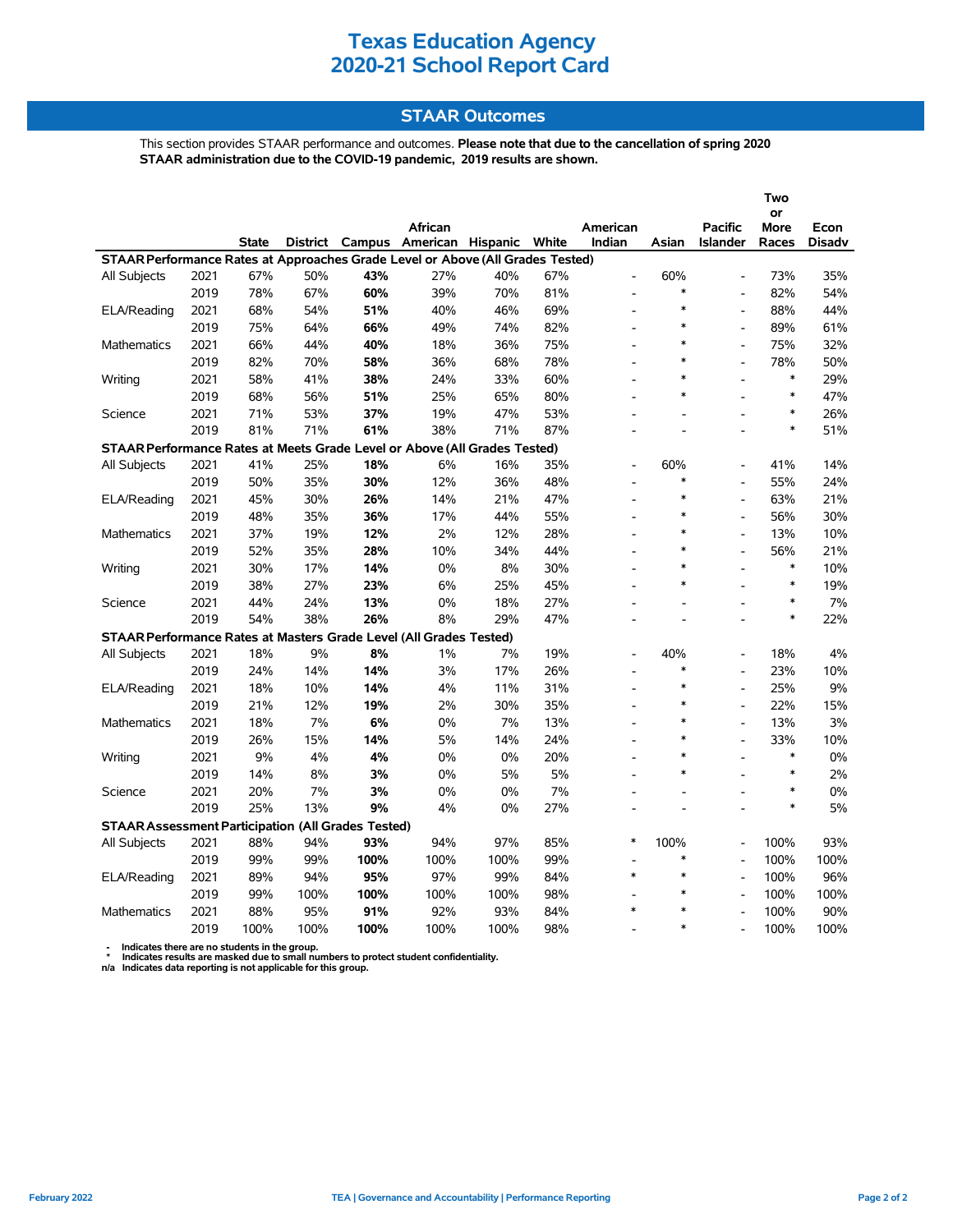# Texas Education Agency
# 2020-21 School Report Card

## STAAR Outcomes

This section provides STAAR performance and outcomes. **Please note that due to the cancellation of spring 2020 STAAR administration due to the COVID-19 pandemic, 2019 results are shown.**

| | | State | District | Campus | African American | Hispanic | White | American Indian | Asian | Pacific Islander | Two or More Races | Econ Disadv |
|---|---|---|---|---|---|---|---|---|---|---|---|---|
| **STAAR Performance Rates at Approaches Grade Level or Above (All Grades Tested)** | | | | | | | | | | | | |
| All Subjects | 2021 | 67% | 50% | **43%** | 27% | 40% | 67% | - | 60% | - | 73% | 35% |
| | 2019 | 78% | 67% | **60%** | 39% | 70% | 81% | - | * | - | 82% | 54% |
| ELA/Reading | 2021 | 68% | 54% | **51%** | 40% | 46% | 69% | - | * | - | 88% | 44% |
| | 2019 | 75% | 64% | **66%** | 49% | 74% | 82% | - | * | - | 89% | 61% |
| Mathematics | 2021 | 66% | 44% | **40%** | 18% | 36% | 75% | - | * | - | 75% | 32% |
| | 2019 | 82% | 70% | **58%** | 36% | 68% | 78% | - | * | - | 78% | 50% |
| Writing | 2021 | 58% | 41% | **38%** | 24% | 33% | 60% | - | * | - | * | 29% |
| | 2019 | 68% | 56% | **51%** | 25% | 65% | 80% | - | * | - | * | 47% |
| Science | 2021 | 71% | 53% | **37%** | 19% | 47% | 53% | - | - | - | * | 26% |
| | 2019 | 81% | 71% | **61%** | 38% | 71% | 87% | - | - | - | * | 51% |
| **STAAR Performance Rates at Meets Grade Level or Above (All Grades Tested)** | | | | | | | | | | | | |
| All Subjects | 2021 | 41% | 25% | **18%** | 6% | 16% | 35% | - | 60% | - | 41% | 14% |
| | 2019 | 50% | 35% | **30%** | 12% | 36% | 48% | - | * | - | 55% | 24% |
| ELA/Reading | 2021 | 45% | 30% | **26%** | 14% | 21% | 47% | - | * | - | 63% | 21% |
| | 2019 | 48% | 35% | **36%** | 17% | 44% | 55% | - | * | - | 56% | 30% |
| Mathematics | 2021 | 37% | 19% | **12%** | 2% | 12% | 28% | - | * | - | 13% | 10% |
| | 2019 | 52% | 35% | **28%** | 10% | 34% | 44% | - | * | - | 56% | 21% |
| Writing | 2021 | 30% | 17% | **14%** | 0% | 8% | 30% | - | * | - | * | 10% |
| | 2019 | 38% | 27% | **23%** | 6% | 25% | 45% | - | * | - | * | 19% |
| Science | 2021 | 44% | 24% | **13%** | 0% | 18% | 27% | - | - | - | * | 7% |
| | 2019 | 54% | 38% | **26%** | 8% | 29% | 47% | - | - | - | * | 22% |
| **STAAR Performance Rates at Masters Grade Level (All Grades Tested)** | | | | | | | | | | | | |
| All Subjects | 2021 | 18% | 9% | **8%** | 1% | 7% | 19% | - | 40% | - | 18% | 4% |
| | 2019 | 24% | 14% | **14%** | 3% | 17% | 26% | - | * | - | 23% | 10% |
| ELA/Reading | 2021 | 18% | 10% | **14%** | 4% | 11% | 31% | - | * | - | 25% | 9% |
| | 2019 | 21% | 12% | **19%** | 2% | 30% | 35% | - | * | - | 22% | 15% |
| Mathematics | 2021 | 18% | 7% | **6%** | 0% | 7% | 13% | - | * | - | 13% | 3% |
| | 2019 | 26% | 15% | **14%** | 5% | 14% | 24% | - | * | - | 33% | 10% |
| Writing | 2021 | 9% | 4% | **4%** | 0% | 0% | 20% | - | * | - | * | 0% |
| | 2019 | 14% | 8% | **3%** | 0% | 5% | 5% | - | * | - | * | 2% |
| Science | 2021 | 20% | 7% | **3%** | 0% | 0% | 7% | - | - | - | * | 0% |
| | 2019 | 25% | 13% | **9%** | 4% | 0% | 27% | - | - | - | * | 5% |
| **STAAR Assessment Participation (All Grades Tested)** | | | | | | | | | | | | |
| All Subjects | 2021 | 88% | 94% | **93%** | 94% | 97% | 85% | * | 100% | - | 100% | 93% |
| | 2019 | 99% | 99% | **100%** | 100% | 100% | 99% | - | * | - | 100% | 100% |
| ELA/Reading | 2021 | 89% | 94% | **95%** | 97% | 99% | 84% | * | * | - | 100% | 96% |
| | 2019 | 99% | 100% | **100%** | 100% | 100% | 98% | - | * | - | 100% | 100% |
| Mathematics | 2021 | 88% | 95% | **91%** | 92% | 93% | 84% | * | * | - | 100% | 90% |
| | 2019 | 100% | 100% | **100%** | 100% | 100% | 98% | - | * | - | 100% | 100% |

- Indicates there are no students in the group.
\* Indicates results are masked due to small numbers to protect student confidentiality.
n/a Indicates data reporting is not applicable for this group.